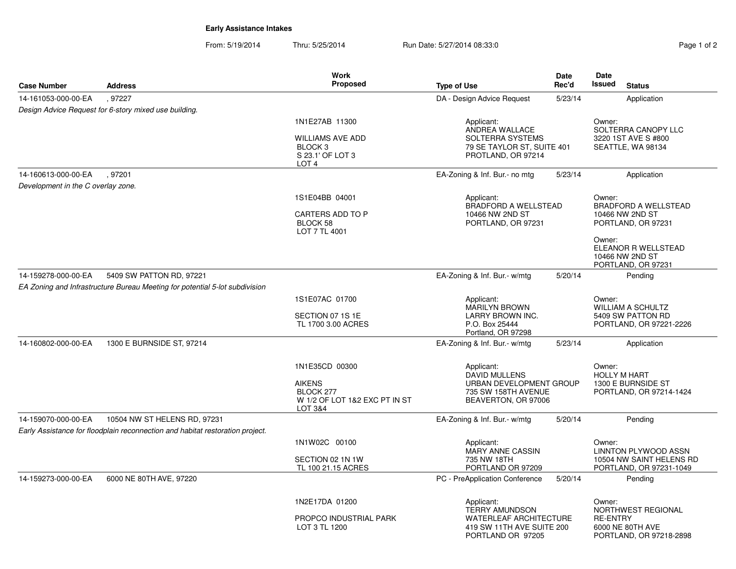**Early Assistance Intakes**

From: 5/19/2014 Thru: 5/25/2014 Run Date: 5/27/2014 08:33:0

| Case Number | Address | Work Proposed | Type of Use | Date Rec'd | Date Issued | Status |
|---|---|---|---|---|---|---|
| 14-161053-000-00-EA | , 97227 | | DA - Design Advice Request | 5/23/14 | | Application |
| *Design Advice Request for 6-story mixed use building.* | | | | | | |
| | | 1N1E27AB 11300<br><br>WILLIAMS AVE ADD<br>BLOCK 3<br>S 23.1' OF LOT 3<br>LOT 4 | Applicant:<br>ANDREA WALLACE<br>SOLTERRA SYSTEMS<br>79 SE TAYLOR ST, SUITE 401<br>PROTLAND, OR 97214 | | Owner:<br>SOLTERRA CANOPY LLC<br>3220 1ST AVE S #800<br>SEATTLE, WA 98134 | |
| 14-160613-000-00-EA | , 97201 | | EA-Zoning & Inf. Bur.- no mtg | 5/23/14 | | Application |
| *Development in the C overlay zone.* | | | | | | |
| | | 1S1E04BB 04001<br><br>CARTERS ADD TO P<br>BLOCK 58<br>LOT 7 TL 4001 | Applicant:<br>BRADFORD A WELLSTEAD<br>10466 NW 2ND ST<br>PORTLAND, OR 97231 | | Owner:<br>BRADFORD A WELLSTEAD<br>10466 NW 2ND ST<br>PORTLAND, OR 97231<br><br>Owner:<br>ELEANOR R WELLSTEAD<br>10466 NW 2ND ST<br>PORTLAND, OR 97231 | |
| 14-159278-000-00-EA | 5409 SW PATTON RD, 97221 | | EA-Zoning & Inf. Bur.- w/mtg | 5/20/14 | | Pending |
| *EA Zoning and Infrastructure Bureau Meeting for potential 5-lot subdivision* | | | | | | |
| | | 1S1E07AC 01700<br><br>SECTION 07 1S 1E<br>TL 1700 3.00 ACRES | Applicant:<br>MARILYN BROWN<br>LARRY BROWN INC.<br>P.O. Box 25444<br>Portland, OR 97298 | | Owner:<br>WILLIAM A SCHULTZ<br>5409 SW PATTON RD<br>PORTLAND, OR 97221-2226 | |
| 14-160802-000-00-EA | 1300 E BURNSIDE ST, 97214 | | EA-Zoning & Inf. Bur.- w/mtg | 5/23/14 | | Application |
| | | 1N1E35CD 00300<br><br>AIKENS<br>BLOCK 277<br>W 1/2 OF LOT 1&2 EXC PT IN ST<br>LOT 3&4 | Applicant:<br>DAVID MULLENS<br>URBAN DEVELOPMENT GROUP<br>735 SW 158TH AVENUE<br>BEAVERTON, OR 97006 | | Owner:<br>HOLLY M HART<br>1300 E BURNSIDE ST<br>PORTLAND, OR 97214-1424 | |
| 14-159070-000-00-EA | 10504 NW ST HELENS RD, 97231 | | EA-Zoning & Inf. Bur.- w/mtg | 5/20/14 | | Pending |
| *Early Assistance for floodplain reconnection and habitat restoration project.* | | | | | | |
| | | 1N1W02C 00100<br><br>SECTION 02 1N 1W<br>TL 100 21.15 ACRES | Applicant:<br>MARY ANNE CASSIN<br>735 NW 18TH<br>PORTLAND OR 97209 | | Owner:<br>LINNTON PLYWOOD ASSN<br>10504 NW SAINT HELENS RD<br>PORTLAND, OR 97231-1049 | |
| 14-159273-000-00-EA | 6000 NE 80TH AVE, 97220 | | PC - PreApplication Conference | 5/20/14 | | Pending |
| | | 1N2E17DA 01200<br><br>PROPCO INDUSTRIAL PARK<br>LOT 3 TL 1200 | Applicant:<br>TERRY AMUNDSON<br>WATERLEAF ARCHITECTURE<br>419 SW 11TH AVE SUITE 200<br>PORTLAND OR 97205 | | Owner:<br>NORTHWEST REGIONAL<br>RE-ENTRY<br>6000 NE 80TH AVE<br>PORTLAND, OR 97218-2898 | |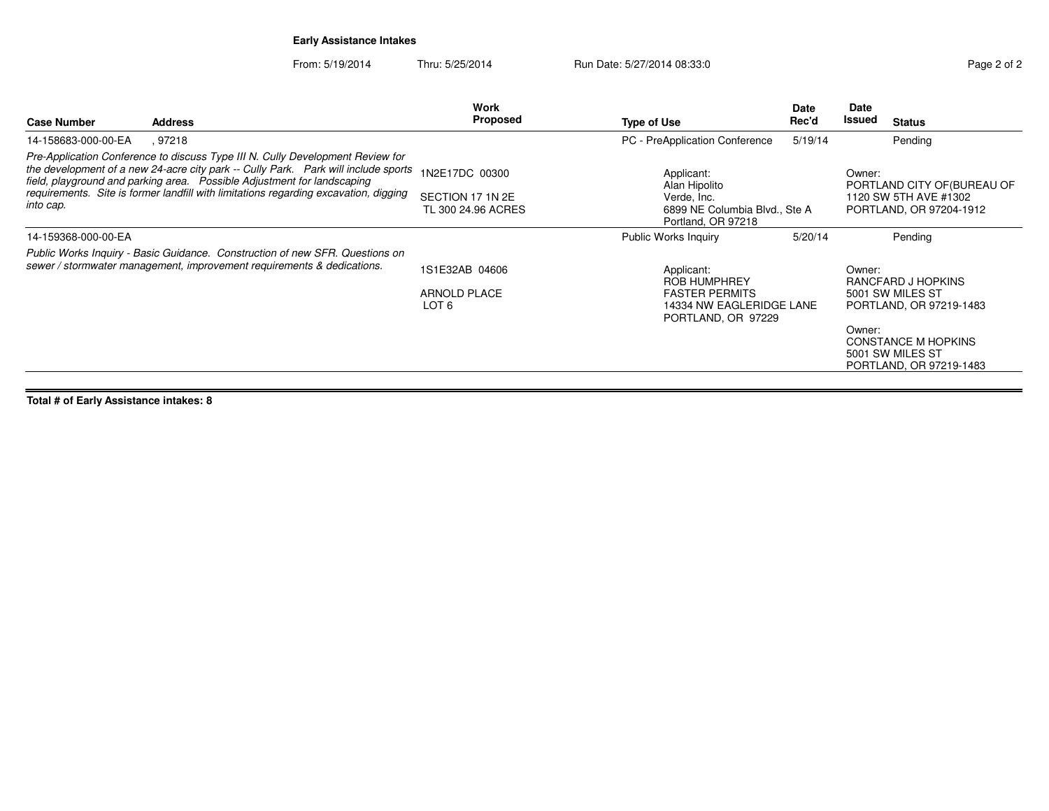**Early Assistance Intakes**

From: 5/19/2014 Thru: 5/25/2014 Run Date: 5/27/2014 08:33:0

| Case Number | Address | Work Proposed | Type of Use | Date Rec'd | Date Issued | Status |
|---|---|---|---|---|---|---|
| 14-158683-000-00-EA | , 97218 | | PC - PreApplication Conference | 5/19/14 | | Pending |
| *Pre-Application Conference to discuss Type III N. Cully Development Review for the development of a new 24-acre city park -- Cully Park. Park will include sports field, playground and parking area. Possible Adjustment for landscaping requirements. Site is former landfill with limitations regarding excavation, digging into cap.* | | 1N2E17DC 00300<br>SECTION 17 1N 2E<br>TL 300 24.96 ACRES | Applicant:<br>Alan Hipolito<br>Verde, Inc.<br>6899 NE Columbia Blvd., Ste A<br>Portland, OR 97218 | | Owner:<br>PORTLAND CITY OF(BUREAU OF<br>1120 SW 5TH AVE #1302<br>PORTLAND, OR 97204-1912 | |
| 14-159368-000-00-EA | | | Public Works Inquiry | 5/20/14 | | Pending |
| *Public Works Inquiry - Basic Guidance. Construction of new SFR. Questions on sewer / stormwater management, improvement requirements & dedications.* | | 1S1E32AB 04606<br>ARNOLD PLACE<br>LOT 6 | Applicant:<br>ROB HUMPHREY<br>FASTER PERMITS<br>14334 NW EAGLERIDGE LANE<br>PORTLAND, OR 97229 | | Owner:<br>RANCFARD J HOPKINS<br>5001 SW MILES ST<br>PORTLAND, OR 97219-1483<br>Owner:<br>CONSTANCE M HOPKINS<br>5001 SW MILES ST<br>PORTLAND, OR 97219-1483 | |

**Total # of Early Assistance intakes: 8**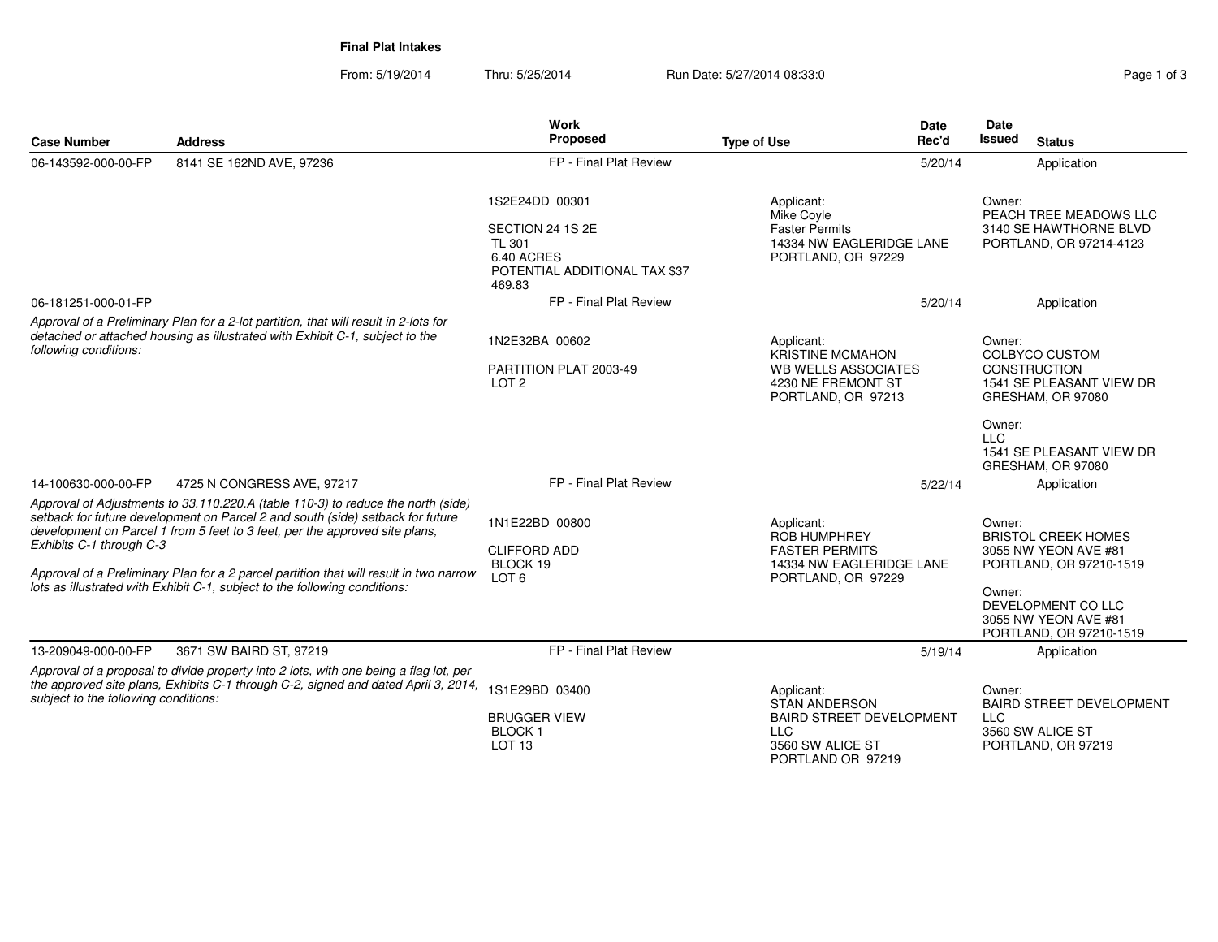**Final Plat Intakes**

From: 5/19/2014 Thru: 5/25/2014 Run Date: 5/27/2014 08:33:0

| Case Number | Address | Work Proposed | Type of Use | Date Rec'd | Date Issued | Status |
|---|---|---|---|---|---|---|
| 06-143592-000-00-FP | 8141 SE 162ND AVE, 97236 | FP - Final Plat Review | | 5/20/14 | | Application |
| | | 1S2E24DD 00301<br><br>SECTION 24 1S 2E<br>TL 301<br>6.40 ACRES<br>POTENTIAL ADDITIONAL TAX $37 469.83 | Applicant:<br>Mike Coyle<br>Faster Permits<br>14334 NW EAGLERIDGE LANE<br>PORTLAND, OR 97229 | | | Owner:<br>PEACH TREE MEADOWS LLC<br>3140 SE HAWTHORNE BLVD<br>PORTLAND, OR 97214-4123 |
| 06-181251-000-01-FP | | FP - Final Plat Review | | 5/20/14 | | Application |
| *Approval of a Preliminary Plan for a 2-lot partition, that will result in 2-lots for detached or attached housing as illustrated with Exhibit C-1, subject to the following conditions:* | | 1N2E32BA 00602<br><br>PARTITION PLAT 2003-49<br>LOT 2 | Applicant:<br>KRISTINE MCMAHON<br>WB WELLS ASSOCIATES<br>4230 NE FREMONT ST<br>PORTLAND, OR 97213 | | | Owner:<br>COLBYCO CUSTOM CONSTRUCTION<br>1541 SE PLEASANT VIEW DR<br>GRESHAM, OR 97080<br><br>Owner:<br>LLC<br>1541 SE PLEASANT VIEW DR<br>GRESHAM, OR 97080 |
| 14-100630-000-00-FP | 4725 N CONGRESS AVE, 97217 | FP - Final Plat Review | | 5/22/14 | | Application |
| *Approval of Adjustments to 33.110.220.A (table 110-3) to reduce the north (side) setback for future development on Parcel 2 and south (side) setback for future development on Parcel 1 from 5 feet to 3 feet, per the approved site plans, Exhibits C-1 through C-3*<br><br>*Approval of a Preliminary Plan for a 2 parcel partition that will result in two narrow lots as illustrated with Exhibit C-1, subject to the following conditions:* | | 1N1E22BD 00800<br><br>CLIFFORD ADD<br>BLOCK 19<br>LOT 6 | Applicant:<br>ROB HUMPHREY<br>FASTER PERMITS<br>14334 NW EAGLERIDGE LANE<br>PORTLAND, OR 97229 | | | Owner:<br>BRISTOL CREEK HOMES<br>3055 NW YEON AVE #81<br>PORTLAND, OR 97210-1519<br><br>Owner:<br>DEVELOPMENT CO LLC<br>3055 NW YEON AVE #81<br>PORTLAND, OR 97210-1519 |
| 13-209049-000-00-FP | 3671 SW BAIRD ST, 97219 | FP - Final Plat Review | | 5/19/14 | | Application |
| *Approval of a proposal to divide property into 2 lots, with one being a flag lot, per the approved site plans, Exhibits C-1 through C-2, signed and dated April 3, 2014, subject to the following conditions:* | | 1S1E29BD 03400<br><br>BRUGGER VIEW<br>BLOCK 1<br>LOT 13 | Applicant:<br>STAN ANDERSON<br>BAIRD STREET DEVELOPMENT LLC<br>3560 SW ALICE ST<br>PORTLAND OR 97219 | | | Owner:<br>BAIRD STREET DEVELOPMENT LLC<br>3560 SW ALICE ST<br>PORTLAND, OR 97219 |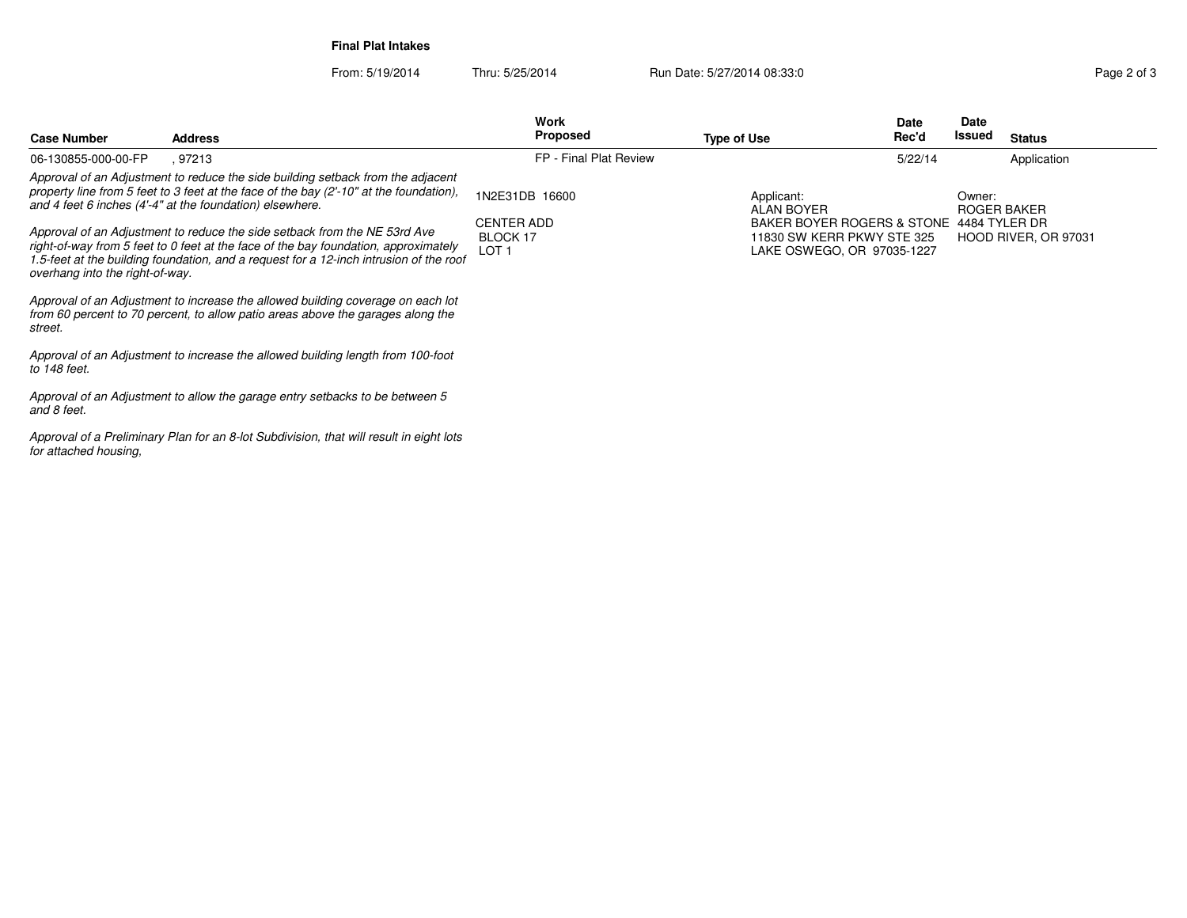**Final Plat Intakes**

From: 5/19/2014 Thru: 5/25/2014 Run Date: 5/27/2014 08:33:0

| Case Number | Address | Work Proposed | Type of Use | Date Rec'd | Date Issued | Status |
|---|---|---|---|---|---|---|
| 06-130855-000-00-FP | , 97213 | FP - Final Plat Review | | 5/22/14 | | Application |

*Approval of an Adjustment to reduce the side building setback from the adjacent property line from 5 feet to 3 feet at the face of the bay (2'-10" at the foundation), and 4 feet 6 inches (4'-4" at the foundation) elsewhere.*

*Approval of an Adjustment to reduce the side setback from the NE 53rd Ave right-of-way from 5 feet to 0 feet at the face of the bay foundation, approximately 1.5-feet at the building foundation, and a request for a 12-inch intrusion of the roof overhang into the right-of-way.*

*Approval of an Adjustment to increase the allowed building coverage on each lot from 60 percent to 70 percent, to allow patio areas above the garages along the street.*

*Approval of an Adjustment to increase the allowed building length from 100-foot to 148 feet.*

*Approval of an Adjustment to allow the garage entry setbacks to be between 5 and 8 feet.*

*Approval of a Preliminary Plan for an 8-lot Subdivision, that will result in eight lots for attached housing,*

1N2E31DB 16600

CENTER ADD
BLOCK 17
LOT 1

Applicant:
ALAN BOYER
BAKER BOYER ROGERS & STONE
11830 SW KERR PKWY STE 325
LAKE OSWEGO, OR 97035-1227

Owner:
ROGER BAKER
4484 TYLER DR
HOOD RIVER, OR 97031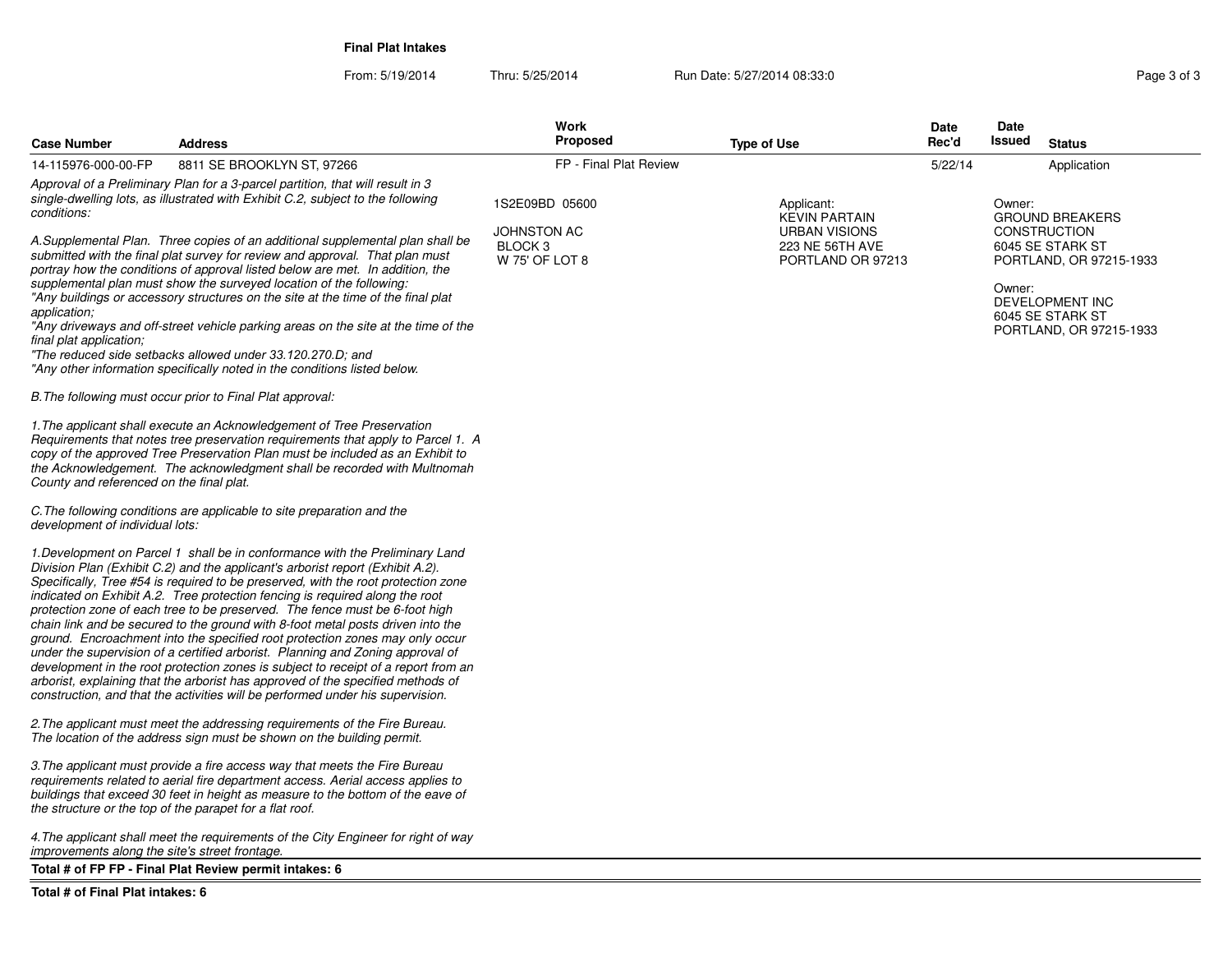**Final Plat Intakes**

From: 5/19/2014 Thru: 5/25/2014 Run Date: 5/27/2014 08:33:0

| Case Number | Address | Work Proposed | Type of Use | Date Rec'd | Date Issued | Status |
|---|---|---|---|---|---|---|
| 14-115976-000-00-FP | 8811 SE BROOKLYN ST, 97266 | FP - Final Plat Review | | 5/22/14 | | Application |

*Approval of a Preliminary Plan for a 3-parcel partition, that will result in 3 single-dwelling lots, as illustrated with Exhibit C.2, subject to the following conditions:*

1S2E09BD 05600

JOHNSTON AC
BLOCK 3
W 75' OF LOT 8

Applicant:
KEVIN PARTAIN
URBAN VISIONS
223 NE 56TH AVE
PORTLAND OR 97213

Owner:
GROUND BREAKERS CONSTRUCTION
6045 SE STARK ST
PORTLAND, OR 97215-1933

Owner:
DEVELOPMENT INC
6045 SE STARK ST
PORTLAND, OR 97215-1933

*A.Supplemental Plan. Three copies of an additional supplemental plan shall be submitted with the final plat survey for review and approval. That plan must portray how the conditions of approval listed below are met. In addition, the supplemental plan must show the surveyed location of the following:*
*"Any buildings or accessory structures on the site at the time of the final plat application;*
*"Any driveways and off-street vehicle parking areas on the site at the time of the final plat application;*
*"The reduced side setbacks allowed under 33.120.270.D; and*
*"Any other information specifically noted in the conditions listed below.*

*B.The following must occur prior to Final Plat approval:*

*1.The applicant shall execute an Acknowledgement of Tree Preservation Requirements that notes tree preservation requirements that apply to Parcel 1. A copy of the approved Tree Preservation Plan must be included as an Exhibit to the Acknowledgement. The acknowledgment shall be recorded with Multnomah County and referenced on the final plat.*

*C.The following conditions are applicable to site preparation and the development of individual lots:*

*1.Development on Parcel 1 shall be in conformance with the Preliminary Land Division Plan (Exhibit C.2) and the applicant's arborist report (Exhibit A.2). Specifically, Tree #54 is required to be preserved, with the root protection zone indicated on Exhibit A.2. Tree protection fencing is required along the root protection zone of each tree to be preserved. The fence must be 6-foot high chain link and be secured to the ground with 8-foot metal posts driven into the ground. Encroachment into the specified root protection zones may only occur under the supervision of a certified arborist. Planning and Zoning approval of development in the root protection zones is subject to receipt of a report from an arborist, explaining that the arborist has approved of the specified methods of construction, and that the activities will be performed under his supervision.*

*2.The applicant must meet the addressing requirements of the Fire Bureau. The location of the address sign must be shown on the building permit.*

*3.The applicant must provide a fire access way that meets the Fire Bureau requirements related to aerial fire department access. Aerial access applies to buildings that exceed 30 feet in height as measure to the bottom of the eave of the structure or the top of the parapet for a flat roof.*

*4.The applicant shall meet the requirements of the City Engineer for right of way improvements along the site's street frontage.*

**Total # of FP FP - Final Plat Review permit intakes: 6**

**Total # of Final Plat intakes: 6**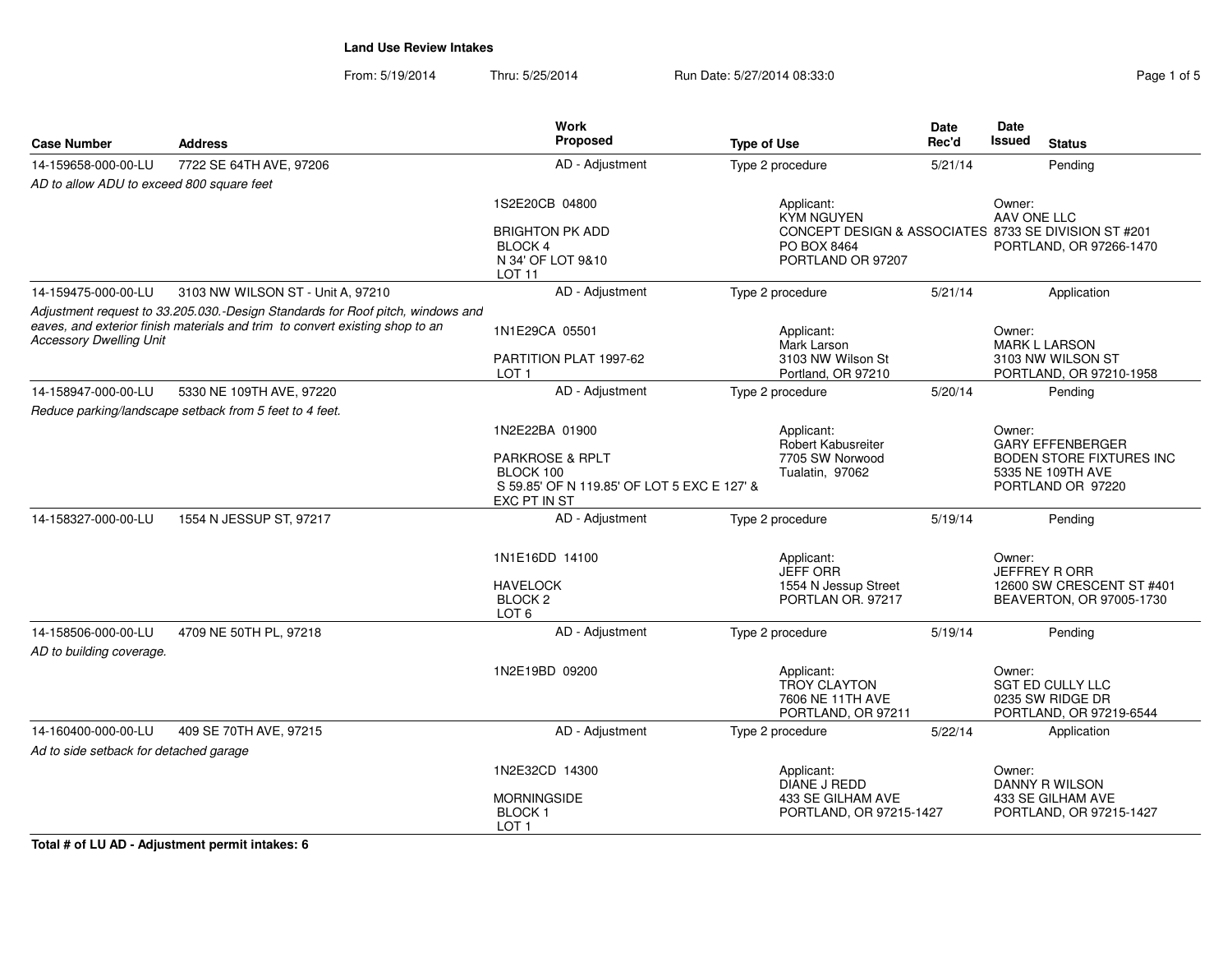# Land Use Review Intakes

From: 5/19/2014 Thru: 5/25/2014 Run Date: 5/27/2014 08:33:0

| Case Number | Address | Work Proposed | Type of Use | Date Rec'd | Date Issued | Status |
|---|---|---|---|---|---|---|
| 14-159658-000-00-LU | 7722 SE 64TH AVE, 97206 | AD - Adjustment | Type 2 procedure | 5/21/14 | | Pending |
| *AD to allow ADU to exceed 800 square feet* | | 1S2E20CB 04800<br><br>BRIGHTON PK ADD<br>BLOCK 4<br>N 34' OF LOT 9&10<br>LOT 11 | Applicant:<br>KYM NGUYEN<br>CONCEPT DESIGN & ASSOCIATES<br>PO BOX 8464<br>PORTLAND OR 97207 | | Owner:<br>AAV ONE LLC<br>8733 SE DIVISION ST #201<br>PORTLAND, OR 97266-1470 | |
| 14-159475-000-00-LU | 3103 NW WILSON ST - Unit A, 97210 | AD - Adjustment | Type 2 procedure | 5/21/14 | | Application |
| *Adjustment request to 33.205.030.-Design Standards for Roof pitch, windows and eaves, and exterior finish materials and trim to convert existing shop to an Accessory Dwelling Unit* | | 1N1E29CA 05501<br><br>PARTITION PLAT 1997-62<br>LOT 1 | Applicant:<br>Mark Larson<br>3103 NW Wilson St<br>Portland, OR 97210 | | Owner:<br>MARK L LARSON<br>3103 NW WILSON ST<br>PORTLAND, OR 97210-1958 | |
| 14-158947-000-00-LU | 5330 NE 109TH AVE, 97220 | AD - Adjustment | Type 2 procedure | 5/20/14 | | Pending |
| *Reduce parking/landscape setback from 5 feet to 4 feet.* | | 1N2E22BA 01900<br><br>PARKROSE & RPLT<br>BLOCK 100<br>S 59.85' OF N 119.85' OF LOT 5 EXC E 127' & EXC PT IN ST | Applicant:<br>Robert Kabusreiter<br>7705 SW Norwood<br>Tualatin, 97062 | | Owner:<br>GARY EFFENBERGER<br>BODEN STORE FIXTURES INC<br>5335 NE 109TH AVE<br>PORTLAND OR 97220 | |
| 14-158327-000-00-LU | 1554 N JESSUP ST, 97217 | AD - Adjustment | Type 2 procedure | 5/19/14 | | Pending |
| | | 1N1E16DD 14100<br><br>HAVELOCK<br>BLOCK 2<br>LOT 6 | Applicant:<br>JEFF ORR<br>1554 N Jessup Street<br>PORTLAN OR. 97217 | | Owner:<br>JEFFREY R ORR<br>12600 SW CRESCENT ST #401<br>BEAVERTON, OR 97005-1730 | |
| 14-158506-000-00-LU | 4709 NE 50TH PL, 97218 | AD - Adjustment | Type 2 procedure | 5/19/14 | | Pending |
| *AD to building coverage.* | | 1N2E19BD 09200 | Applicant:<br>TROY CLAYTON<br>7606 NE 11TH AVE<br>PORTLAND, OR 97211 | | Owner:<br>SGT ED CULLY LLC<br>0235 SW RIDGE DR<br>PORTLAND, OR 97219-6544 | |
| 14-160400-000-00-LU | 409 SE 70TH AVE, 97215 | AD - Adjustment | Type 2 procedure | 5/22/14 | | Application |
| *Ad to side setback for detached garage* | | 1N2E32CD 14300<br><br>MORNINGSIDE<br>BLOCK 1<br>LOT 1 | Applicant:<br>DIANE J REDD<br>433 SE GILHAM AVE<br>PORTLAND, OR 97215-1427 | | Owner:<br>DANNY R WILSON<br>433 SE GILHAM AVE<br>PORTLAND, OR 97215-1427 | |

**Total # of LU AD - Adjustment permit intakes: 6**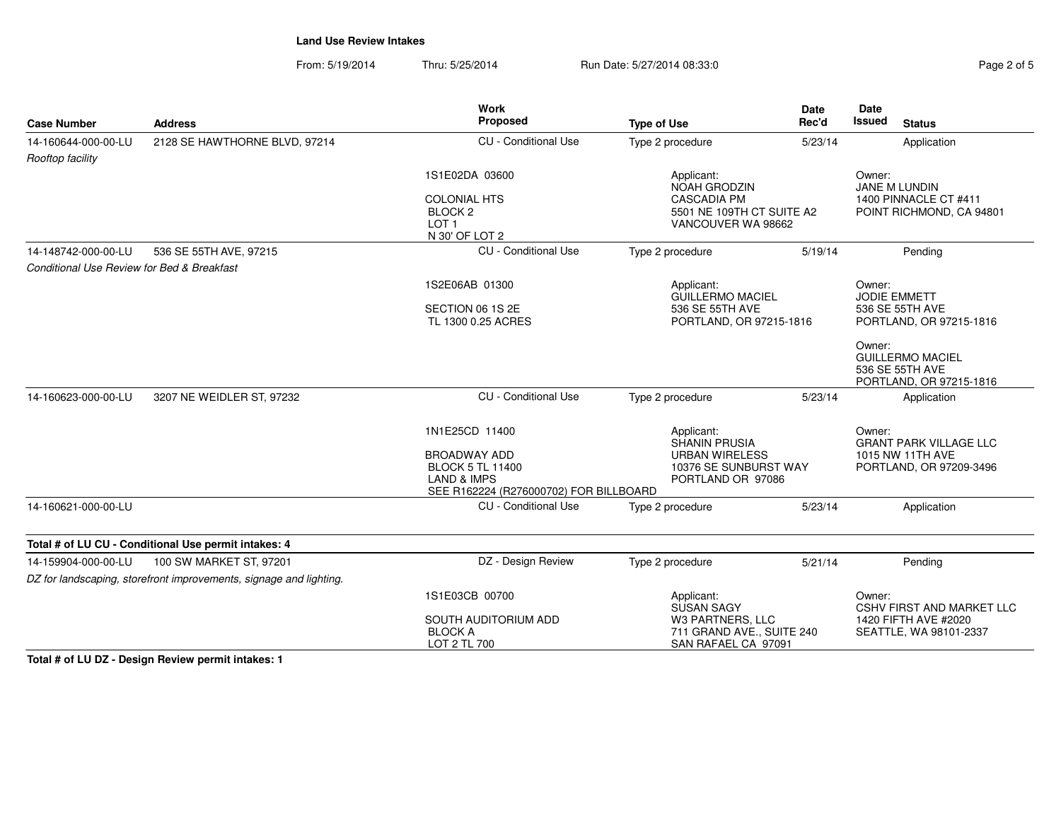**Land Use Review Intakes**

From: 5/19/2014 Thru: 5/25/2014 Run Date: 5/27/2014 08:33:0

| Case Number | Address | Work Proposed | Type of Use | Date Rec'd | Date Issued | Status |
|---|---|---|---|---|---|---|
| 14-160644-000-00-LU | 2128 SE HAWTHORNE BLVD, 97214 | CU - Conditional Use | Type 2 procedure | 5/23/14 | | Application |
| *Rooftop facility* | | 1S1E02DA 03600<br>COLONIAL HTS<br>BLOCK 2<br>LOT 1<br>N 30' OF LOT 2 | Applicant:<br>NOAH GRODZIN<br>CASCADIA PM<br>5501 NE 109TH CT SUITE A2<br>VANCOUVER WA 98662 | | Owner:<br>JANE M LUNDIN<br>1400 PINNACLE CT #411<br>POINT RICHMOND, CA 94801 | |
| 14-148742-000-00-LU | 536 SE 55TH AVE, 97215 | CU - Conditional Use | Type 2 procedure | 5/19/14 | | Pending |
| *Conditional Use Review for Bed & Breakfast* | | 1S2E06AB 01300<br>SECTION 06 1S 2E<br>TL 1300 0.25 ACRES | Applicant:<br>GUILLERMO MACIEL<br>536 SE 55TH AVE<br>PORTLAND, OR 97215-1816 | | Owner:<br>JODIE EMMETT<br>536 SE 55TH AVE<br>PORTLAND, OR 97215-1816<br>Owner:<br>GUILLERMO MACIEL<br>536 SE 55TH AVE<br>PORTLAND, OR 97215-1816 | |
| 14-160623-000-00-LU | 3207 NE WEIDLER ST, 97232 | CU - Conditional Use | Type 2 procedure | 5/23/14 | | Application |
| | | 1N1E25CD 11400<br>BROADWAY ADD<br>BLOCK 5 TL 11400<br>LAND & IMPS<br>SEE R162224 (R276000702) FOR BILLBOARD | Applicant:<br>SHANIN PRUSIA<br>URBAN WIRELESS<br>10376 SE SUNBURST WAY<br>PORTLAND OR 97086 | | Owner:<br>GRANT PARK VILLAGE LLC<br>1015 NW 11TH AVE<br>PORTLAND, OR 97209-3496 | |
| 14-160621-000-00-LU | | CU - Conditional Use | Type 2 procedure | 5/23/14 | | Application |

**Total # of LU CU - Conditional Use permit intakes: 4**

| Case Number | Address | Work Proposed | Type of Use | Date Rec'd | Date Issued | Status |
|---|---|---|---|---|---|---|
| 14-159904-000-00-LU | 100 SW MARKET ST, 97201 | DZ - Design Review | Type 2 procedure | 5/21/14 | | Pending |
| *DZ for landscaping, storefront improvements, signage and lighting.* | | 1S1E03CB 00700<br>SOUTH AUDITORIUM ADD<br>BLOCK A<br>LOT 2 TL 700 | Applicant:<br>SUSAN SAGY<br>W3 PARTNERS, LLC<br>711 GRAND AVE., SUITE 240<br>SAN RAFAEL CA 97091 | | Owner:<br>CSHV FIRST AND MARKET LLC<br>1420 FIFTH AVE #2020<br>SEATTLE, WA 98101-2337 | |

**Total # of LU DZ - Design Review permit intakes: 1**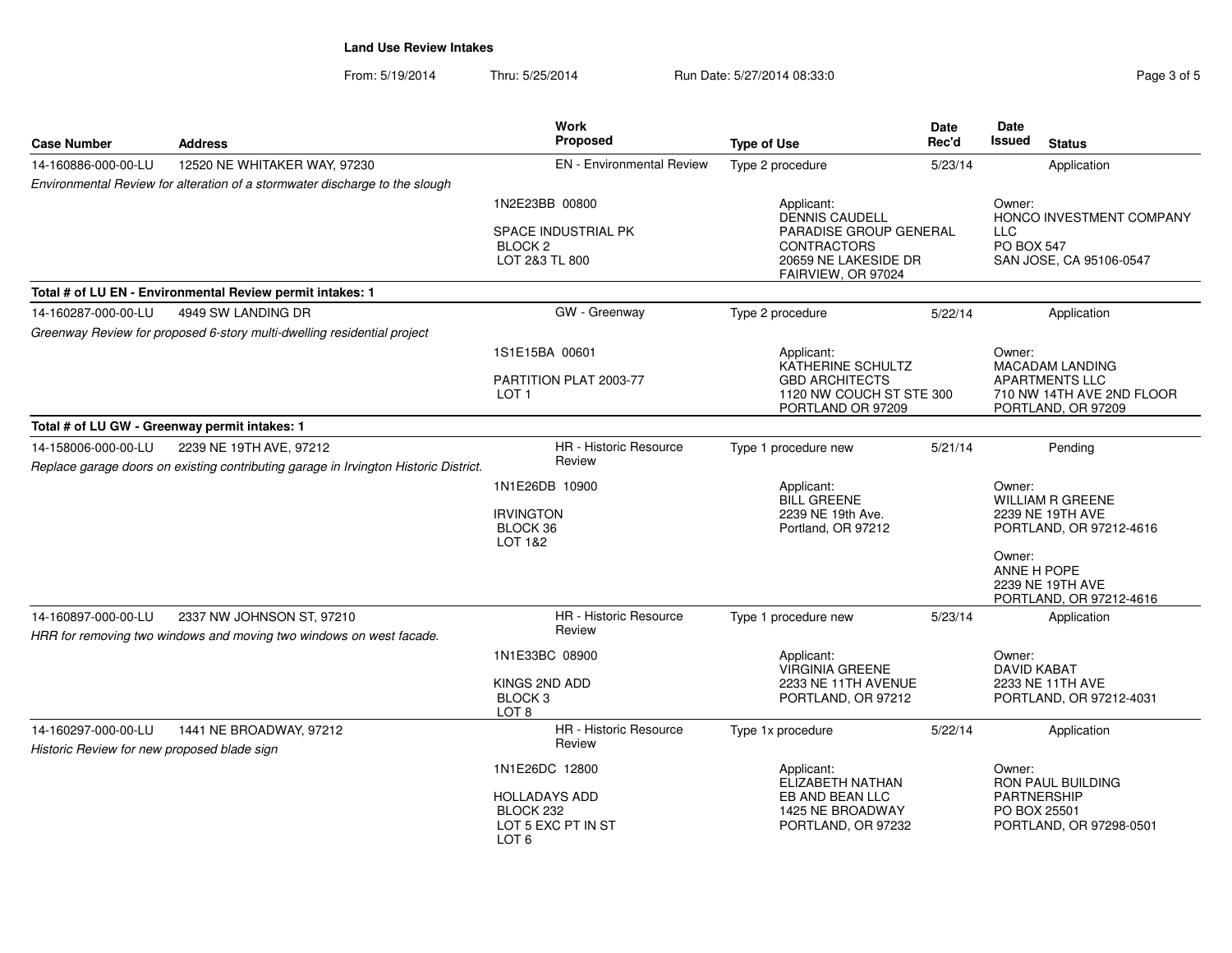**Land Use Review Intakes**

From: 5/19/2014 Thru: 5/25/2014 Run Date: 5/27/2014 08:33:0

| Case Number | Address | Work Proposed | Type of Use | Date Rec'd | Date Issued | Status |
|---|---|---|---|---|---|---|
| 14-160886-000-00-LU | 12520 NE WHITAKER WAY, 97230 | EN - Environmental Review | Type 2 procedure | 5/23/14 | | Application |

*Environmental Review for alteration of a stormwater discharge to the slough*

1N2E23BB 00800

SPACE INDUSTRIAL PK
BLOCK 2
LOT 2&3 TL 800

Applicant:
DENNIS CAUDELL
PARADISE GROUP GENERAL CONTRACTORS
20659 NE LAKESIDE DR
FAIRVIEW, OR 97024

Owner:
HONCO INVESTMENT COMPANY LLC
PO BOX 547
SAN JOSE, CA 95106-0547

**Total # of LU EN - Environmental Review permit intakes: 1**

| Case Number | Address | Work Proposed | Type of Use | Date Rec'd | Date Issued | Status |
|---|---|---|---|---|---|---|
| 14-160287-000-00-LU | 4949 SW LANDING DR | GW - Greenway | Type 2 procedure | 5/22/14 | | Application |

*Greenway Review for proposed 6-story multi-dwelling residential project*

1S1E15BA 00601

PARTITION PLAT 2003-77
LOT 1

Applicant:
KATHERINE SCHULTZ
GBD ARCHITECTS
1120 NW COUCH ST STE 300
PORTLAND OR 97209

Owner:
MACADAM LANDING APARTMENTS LLC
710 NW 14TH AVE 2ND FLOOR
PORTLAND, OR 97209

**Total # of LU GW - Greenway permit intakes: 1**

| Case Number | Address | Work Proposed | Type of Use | Date Rec'd | Date Issued | Status |
|---|---|---|---|---|---|---|
| 14-158006-000-00-LU | 2239 NE 19TH AVE, 97212 | HR - Historic Resource Review | Type 1 procedure new | 5/21/14 | | Pending |

*Replace garage doors on existing contributing garage in Irvington Historic District.*

1N1E26DB 10900

IRVINGTON
BLOCK 36
LOT 1&2

Applicant:
BILL GREENE
2239 NE 19th Ave.
Portland, OR 97212

Owner:
WILLIAM R GREENE
2239 NE 19TH AVE
PORTLAND, OR 97212-4616

Owner:
ANNE H POPE
2239 NE 19TH AVE
PORTLAND, OR 97212-4616

| Case Number | Address | Work Proposed | Type of Use | Date Rec'd | Date Issued | Status |
|---|---|---|---|---|---|---|
| 14-160897-000-00-LU | 2337 NW JOHNSON ST, 97210 | HR - Historic Resource Review | Type 1 procedure new | 5/23/14 | | Application |

*HRR for removing two windows and moving two windows on west facade.*

1N1E33BC 08900

KINGS 2ND ADD
BLOCK 3
LOT 8

Applicant:
VIRGINIA GREENE
2233 NE 11TH AVENUE
PORTLAND, OR 97212

Owner:
DAVID KABAT
2233 NE 11TH AVE
PORTLAND, OR 97212-4031

| Case Number | Address | Work Proposed | Type of Use | Date Rec'd | Date Issued | Status |
|---|---|---|---|---|---|---|
| 14-160297-000-00-LU | 1441 NE BROADWAY, 97212 | HR - Historic Resource Review | Type 1x procedure | 5/22/14 | | Application |

*Historic Review for new proposed blade sign*

1N1E26DC 12800

HOLLADAYS ADD
BLOCK 232
LOT 5 EXC PT IN ST
LOT 6

Applicant:
ELIZABETH NATHAN
EB AND BEAN LLC
1425 NE BROADWAY
PORTLAND, OR 97232

Owner:
RON PAUL BUILDING PARTNERSHIP
PO BOX 25501
PORTLAND, OR 97298-0501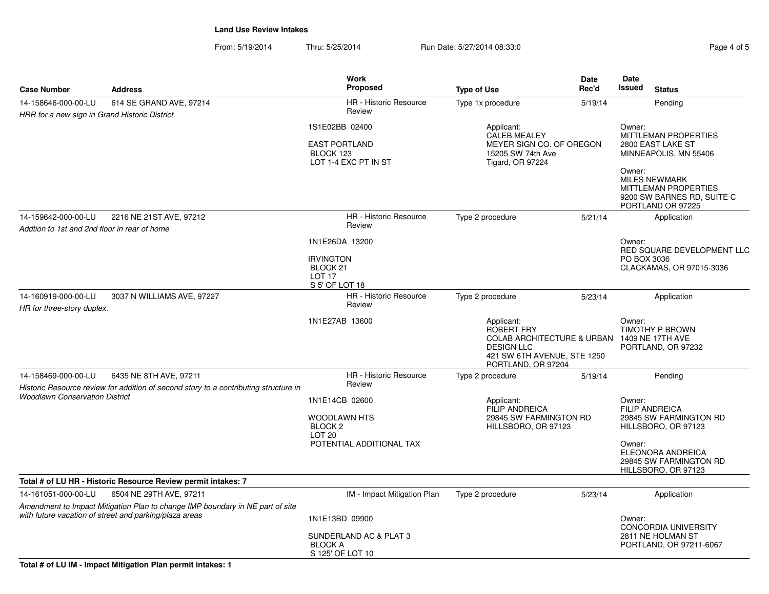**Land Use Review Intakes**

From: 5/19/2014 Thru: 5/25/2014 Run Date: 5/27/2014 08:33:0

| Case Number | Address | Work Proposed | Type of Use | Date Rec'd | Date Issued | Status |
|---|---|---|---|---|---|---|
| 14-158646-000-00-LU | 614 SE GRAND AVE, 97214 | HR - Historic Resource Review | Type 1x procedure | 5/19/14 | | Pending |
| *HRR for a new sign in Grand Historic District* | | 1S1E02BB 02400<br><br>EAST PORTLAND<br>BLOCK 123<br>LOT 1-4 EXC PT IN ST | Applicant:<br>CALEB MEALEY<br>MEYER SIGN CO. OF OREGON<br>15205 SW 74th Ave<br>Tigard, OR 97224 | | Owner:<br>MITTLEMAN PROPERTIES<br>2800 EAST LAKE ST<br>MINNEAPOLIS, MN 55406<br><br>Owner:<br>MILES NEWMARK<br>MITTLEMAN PROPERTIES<br>9200 SW BARNES RD, SUITE C<br>PORTLAND OR 97225 | |
| 14-159642-000-00-LU | 2216 NE 21ST AVE, 97212 | HR - Historic Resource Review | Type 2 procedure | 5/21/14 | | Application |
| *Addtion to 1st and 2nd floor in rear of home* | | 1N1E26DA 13200<br><br>IRVINGTON<br>BLOCK 21<br>LOT 17<br>S 5' OF LOT 18 | | | Owner:<br>RED SQUARE DEVELOPMENT LLC<br>PO BOX 3036<br>CLACKAMAS, OR 97015-3036 | |
| 14-160919-000-00-LU | 3037 N WILLIAMS AVE, 97227 | HR - Historic Resource Review | Type 2 procedure | 5/23/14 | | Application |
| *HR for three-story duplex.* | | 1N1E27AB 13600 | Applicant:<br>ROBERT FRY<br>COLAB ARCHITECTURE & URBAN DESIGN LLC<br>421 SW 6TH AVENUE, STE 1250<br>PORTLAND, OR 97204 | | Owner:<br>TIMOTHY P BROWN<br>1409 NE 17TH AVE<br>PORTLAND, OR 97232 | |
| 14-158469-000-00-LU | 6435 NE 8TH AVE, 97211 | HR - Historic Resource Review | Type 2 procedure | 5/19/14 | | Pending |
| *Historic Resource review for addition of second story to a contributing structure in Woodlawn Conservation District* | | 1N1E14CB 02600<br><br>WOODLAWN HTS<br>BLOCK 2<br>LOT 20<br>POTENTIAL ADDITIONAL TAX | Applicant:<br>FILIP ANDREICA<br>29845 SW FARMINGTON RD<br>HILLSBORO, OR 97123 | | Owner:<br>FILIP ANDREICA<br>29845 SW FARMINGTON RD<br>HILLSBORO, OR 97123<br><br>Owner:<br>ELEONORA ANDREICA<br>29845 SW FARMINGTON RD<br>HILLSBORO, OR 97123 | |

**Total # of LU HR - Historic Resource Review permit intakes: 7**

| Case Number | Address | Work Proposed | Type of Use | Date Rec'd | Date Issued | Status |
|---|---|---|---|---|---|---|
| 14-161051-000-00-LU | 6504 NE 29TH AVE, 97211 | IM - Impact Mitigation Plan | Type 2 procedure | 5/23/14 | | Application |
| *Amendment to Impact Mitigation Plan to change IMP boundary in NE part of site with future vacation of street and parking/plaza areas* | | 1N1E13BD 09900<br><br>SUNDERLAND AC & PLAT 3<br>BLOCK A<br>S 125' OF LOT 10 | | | Owner:<br>CONCORDIA UNIVERSITY<br>2811 NE HOLMAN ST<br>PORTLAND, OR 97211-6067 | |

**Total # of LU IM - Impact Mitigation Plan permit intakes: 1**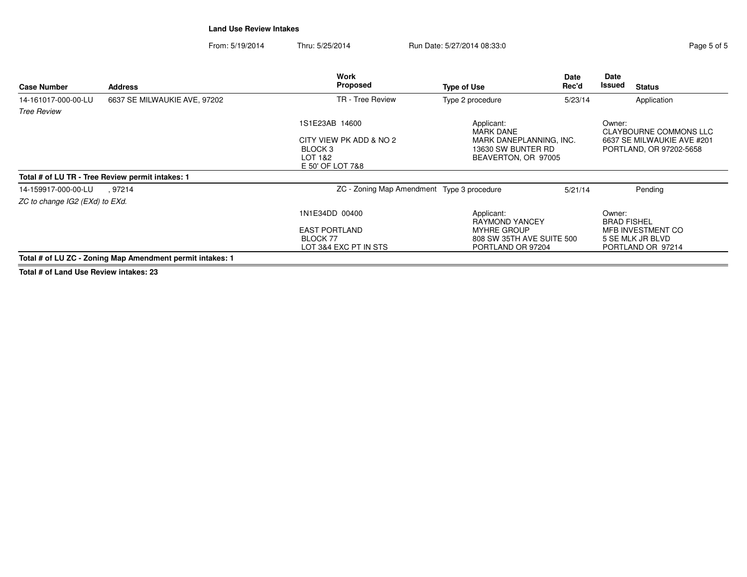**Land Use Review Intakes**

From: 5/19/2014 Thru: 5/25/2014 Run Date: 5/27/2014 08:33:0

| Case Number | Address | Work Proposed | Type of Use | Date Rec'd | Date Issued | Status |
|---|---|---|---|---|---|---|
| 14-161017-000-00-LU | 6637 SE MILWAUKIE AVE, 97202 | TR - Tree Review | Type 2 procedure | 5/23/14 | | Application |
| *Tree Review* | | | | | | |
| | | 1S1E23AB 14600<br><br>CITY VIEW PK ADD & NO 2<br>BLOCK 3<br>LOT 1&2<br>E 50' OF LOT 7&8 | Applicant:<br>MARK DANE<br>MARK DANEPLANNING, INC.<br>13630 SW BUNTER RD<br>BEAVERTON, OR 97005 | | Owner:<br>CLAYBOURNE COMMONS LLC<br>6637 SE MILWAUKIE AVE #201<br>PORTLAND, OR 97202-5658 | |
| **Total # of LU TR - Tree Review permit intakes: 1** | | | | | | |
| 14-159917-000-00-LU | , 97214 | ZC - Zoning Map Amendment | Type 3 procedure | 5/21/14 | | Pending |
| *ZC to change IG2 (EXd) to EXd.* | | | | | | |
| | | 1N1E34DD 00400<br><br>EAST PORTLAND<br>BLOCK 77<br>LOT 3&4 EXC PT IN STS | Applicant:<br>RAYMOND YANCEY<br>MYHRE GROUP<br>808 SW 35TH AVE SUITE 500<br>PORTLAND OR 97204 | | Owner:<br>BRAD FISHEL<br>MFB INVESTMENT CO<br>5 SE MLK JR BLVD<br>PORTLAND OR 97214 | |
| **Total # of LU ZC - Zoning Map Amendment permit intakes: 1** | | | | | | |

**Total # of Land Use Review intakes: 23**